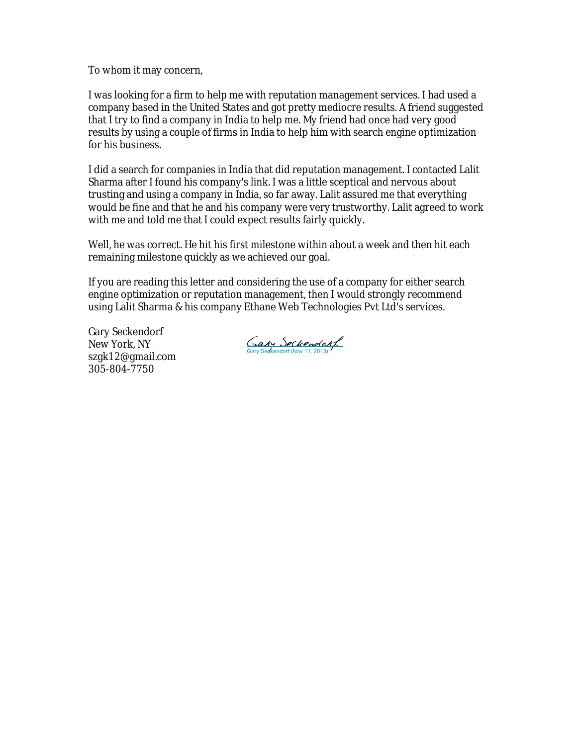To whom it may concern,

I was looking for a firm to help me with reputation management services. I had used a company based in the United States and got pretty mediocre results. A friend suggested that I try to find a company in India to help me. My friend had once had very good results by using a couple of firms in India to help him with search engine optimization for his business.

I did a search for companies in India that did reputation management. I contacted Lalit Sharma after I found his company's link. I was a little sceptical and nervous about trusting and using a company in India, so far away. Lalit assured me that everything would be fine and that he and his company were very trustworthy. Lalit agreed to work with me and told me that I could expect results fairly quickly.

Well, he was correct. He hit his first milestone within about a week and then hit each remaining milestone quickly as we achieved our goal.

If you are reading this letter and considering the use of a company for either search engine optimization or reputation management, then I would strongly recommend using Lalit Sharma & his company Ethane Web Technologies Pvt Ltd's services.

Gary Seckendorf
New York, NY
szgk12@gmail.com
305-804-7750

Gary Seckendorf
Gary Seckendorf (Nov 11, 2013)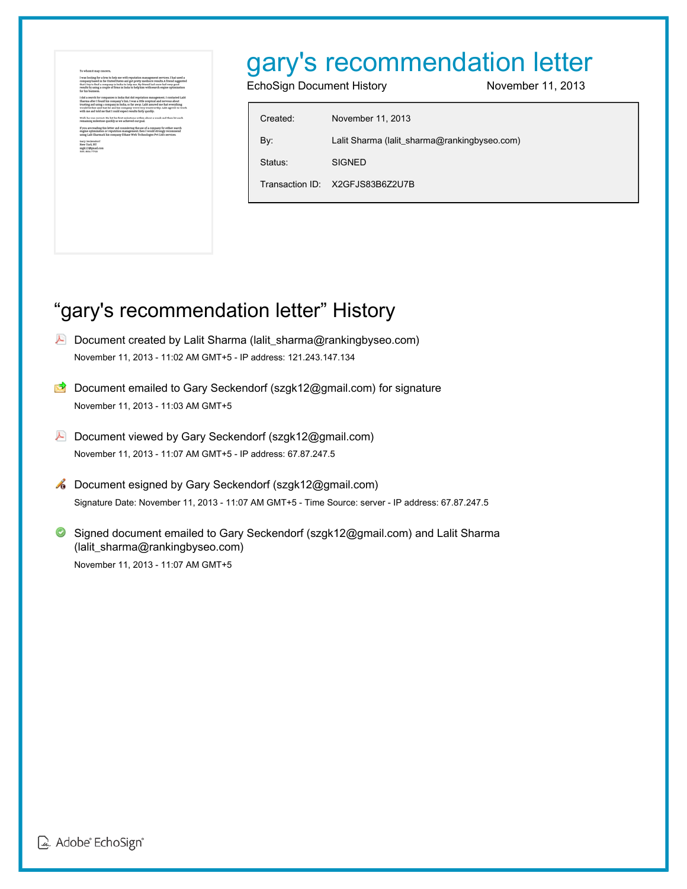# gary's recommendation letter

EchoSign Document History — November 11, 2013

| | |
|---|---|
| Created: | November 11, 2013 |
| By: | Lalit Sharma (lalit_sharma@rankingbyseo.com) |
| Status: | SIGNED |
| Transaction ID: | X2GFJS83B6Z2U7B |

## "gary's recommendation letter" History

- Document created by Lalit Sharma (lalit_sharma@rankingbyseo.com)
  November 11, 2013 - 11:02 AM GMT+5 - IP address: 121.243.147.134

- Document emailed to Gary Seckendorf (szgk12@gmail.com) for signature
  November 11, 2013 - 11:03 AM GMT+5

- Document viewed by Gary Seckendorf (szgk12@gmail.com)
  November 11, 2013 - 11:07 AM GMT+5 - IP address: 67.87.247.5

- Document esigned by Gary Seckendorf (szgk12@gmail.com)
  Signature Date: November 11, 2013 - 11:07 AM GMT+5 - Time Source: server - IP address: 67.87.247.5

- Signed document emailed to Gary Seckendorf (szgk12@gmail.com) and Lalit Sharma (lalit_sharma@rankingbyseo.com)
  November 11, 2013 - 11:07 AM GMT+5

Adobe EchoSign